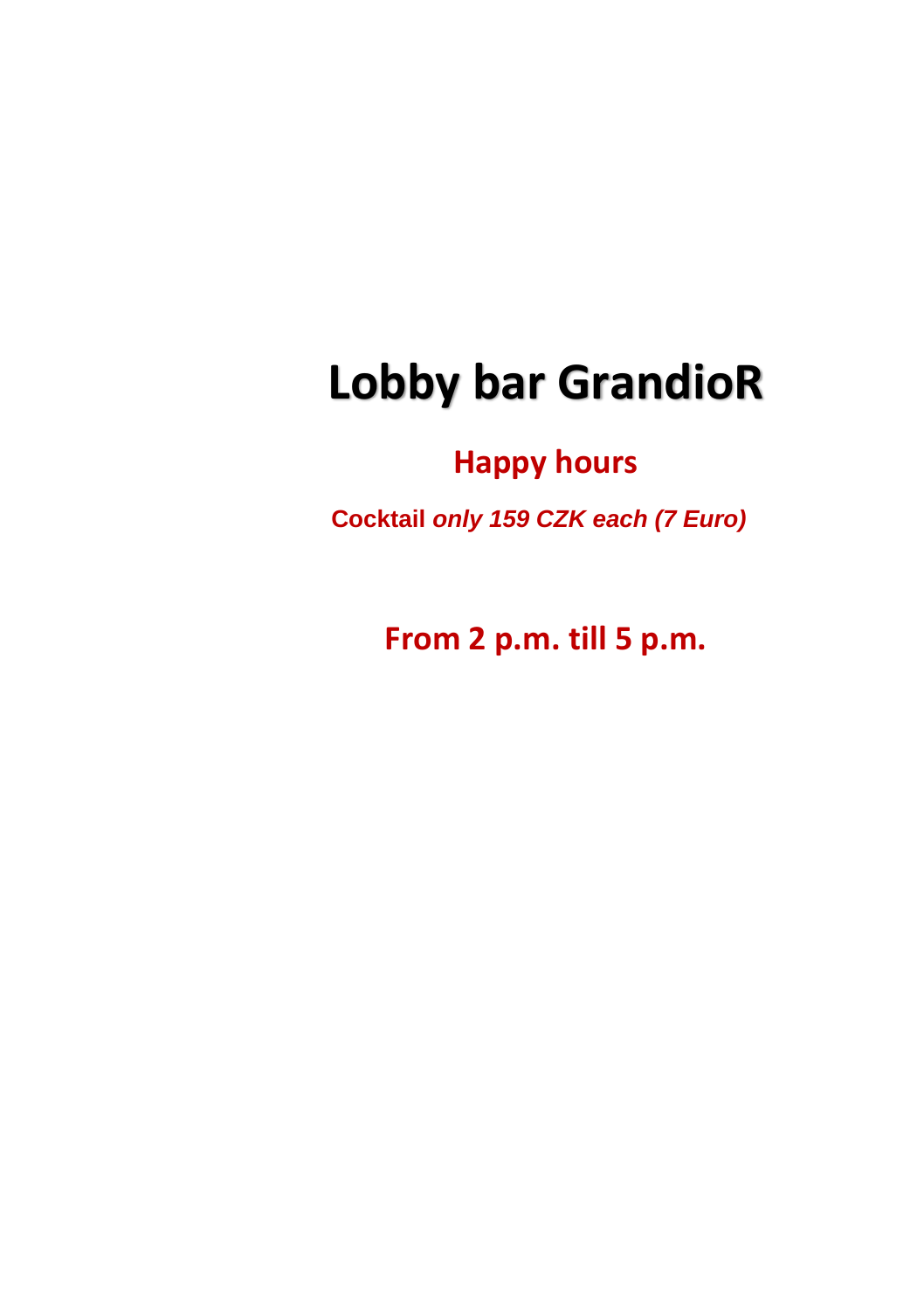# Lobby bar GrandioR

## Happy hours

**Cocktail *only 159 CZK each (7 Euro)***

## From 2 p.m. till 5 p.m.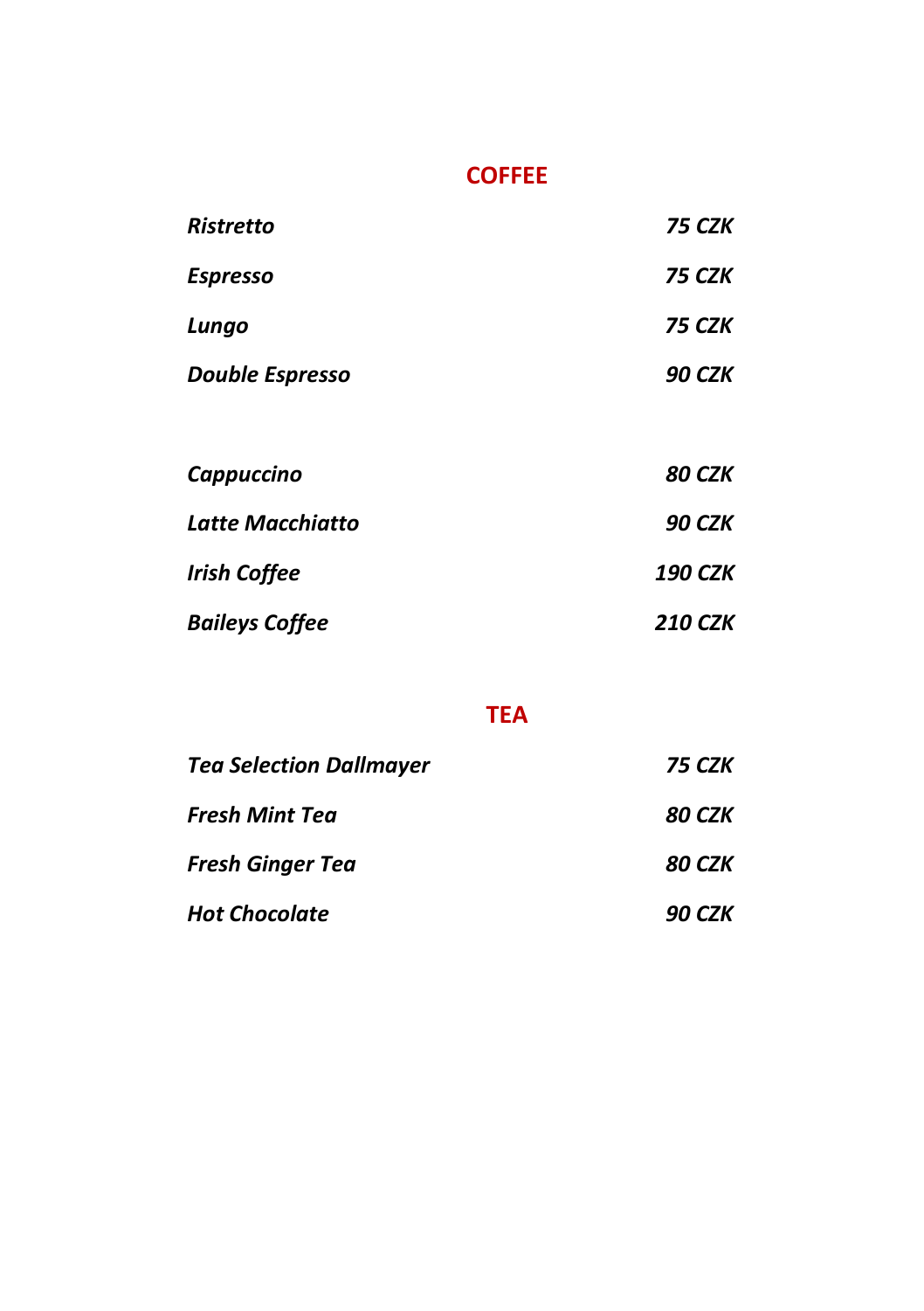## COFFEE

| | |
|---|---|
| ***Ristretto*** | ***75 CZK*** |
| ***Espresso*** | ***75 CZK*** |
| ***Lungo*** | ***75 CZK*** |
| ***Double Espresso*** | ***90 CZK*** |
| | |
| ***Cappuccino*** | ***80 CZK*** |
| ***Latte Macchiatto*** | ***90 CZK*** |
| ***Irish Coffee*** | ***190 CZK*** |
| ***Baileys Coffee*** | ***210 CZK*** |

## TEA

| | |
|---|---|
| ***Tea Selection Dallmayer*** | ***75 CZK*** |
| ***Fresh Mint Tea*** | ***80 CZK*** |
| ***Fresh Ginger Tea*** | ***80 CZK*** |
| ***Hot Chocolate*** | ***90 CZK*** |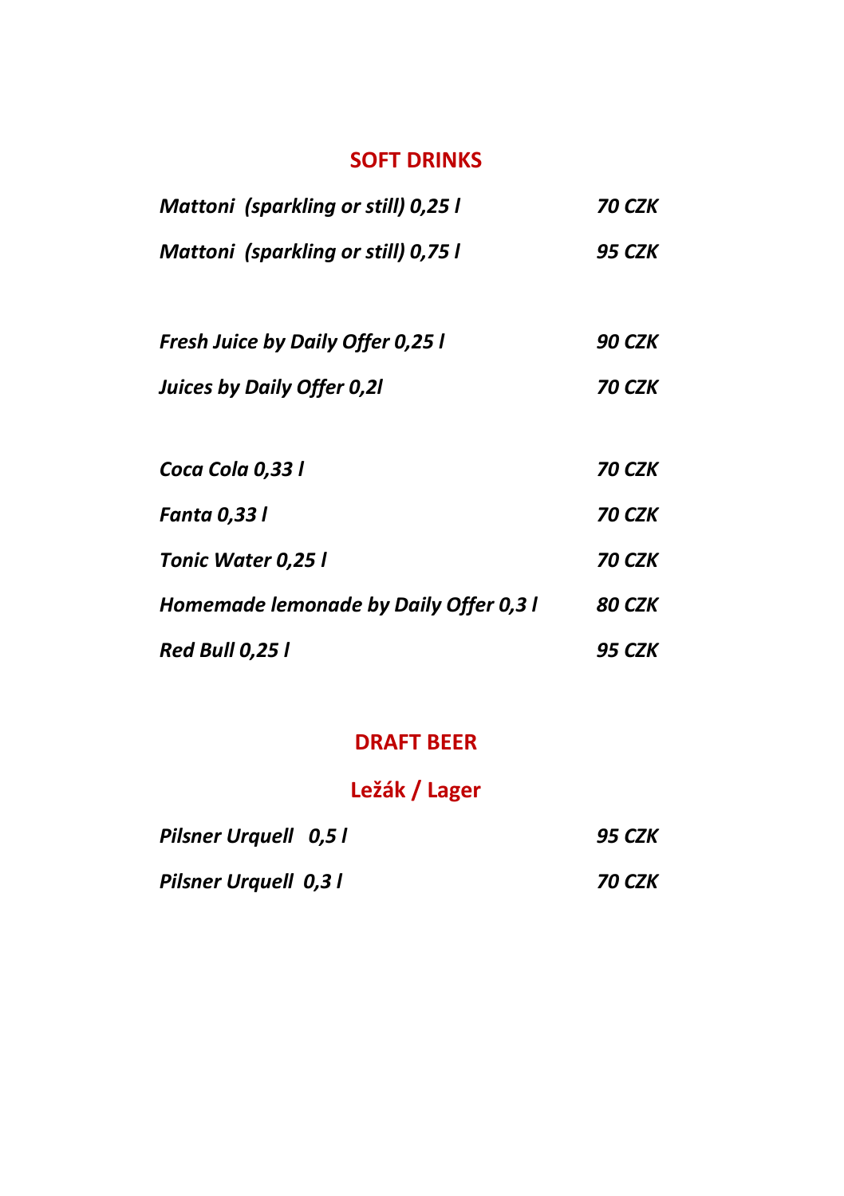## SOFT DRINKS

| | |
|---|---|
| *Mattoni (sparkling or still) 0,25 l* | *70 CZK* |
| *Mattoni (sparkling or still) 0,75 l* | *95 CZK* |
| | |
| *Fresh Juice by Daily Offer 0,25 l* | *90 CZK* |
| *Juices by Daily Offer 0,2l* | *70 CZK* |
| | |
| *Coca Cola 0,33 l* | *70 CZK* |
| *Fanta 0,33 l* | *70 CZK* |
| *Tonic Water 0,25 l* | *70 CZK* |
| *Homemade lemonade by Daily Offer 0,3 l* | *80 CZK* |
| *Red Bull 0,25 l* | *95 CZK* |

## DRAFT BEER

### Ležák / Lager

| | |
|---|---|
| *Pilsner Urquell 0,5 l* | *95 CZK* |
| *Pilsner Urquell 0,3 l* | *70 CZK* |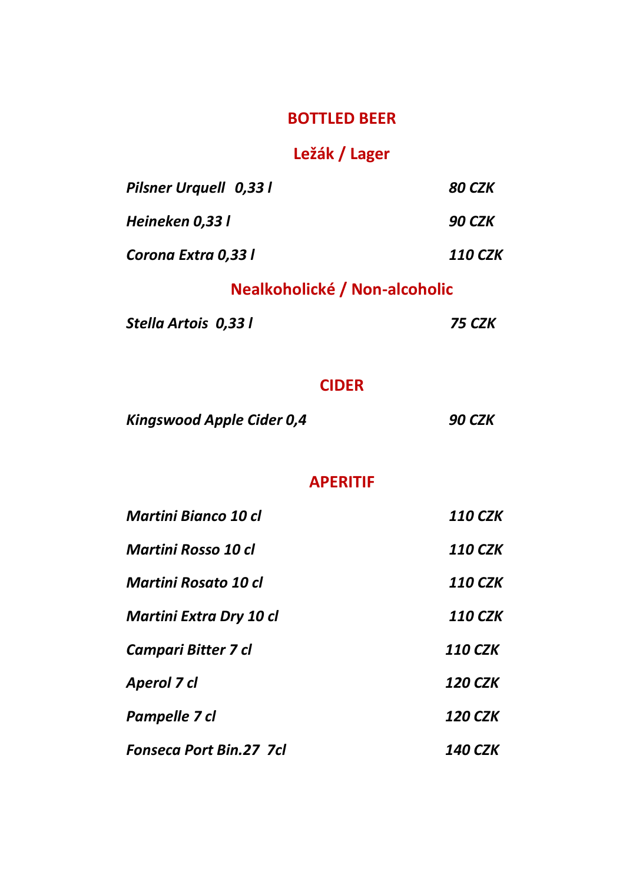## BOTTLED BEER

### Ležák / Lager

| | |
|---|---|
| *Pilsner Urquell 0,33 l* | *80 CZK* |
| *Heineken 0,33 l* | *90 CZK* |
| *Corona Extra 0,33 l* | *110 CZK* |

### Nealkoholické / Non-alcoholic

| | |
|---|---|
| *Stella Artois 0,33 l* | *75 CZK* |

## CIDER

| | |
|---|---|
| *Kingswood Apple Cider 0,4* | *90 CZK* |

## APERITIF

| | |
|---|---|
| *Martini Bianco 10 cl* | *110 CZK* |
| *Martini Rosso 10 cl* | *110 CZK* |
| *Martini Rosato 10 cl* | *110 CZK* |
| *Martini Extra Dry 10 cl* | *110 CZK* |
| *Campari Bitter 7 cl* | *110 CZK* |
| *Aperol 7 cl* | *120 CZK* |
| *Pampelle 7 cl* | *120 CZK* |
| *Fonseca Port Bin.27 7cl* | *140 CZK* |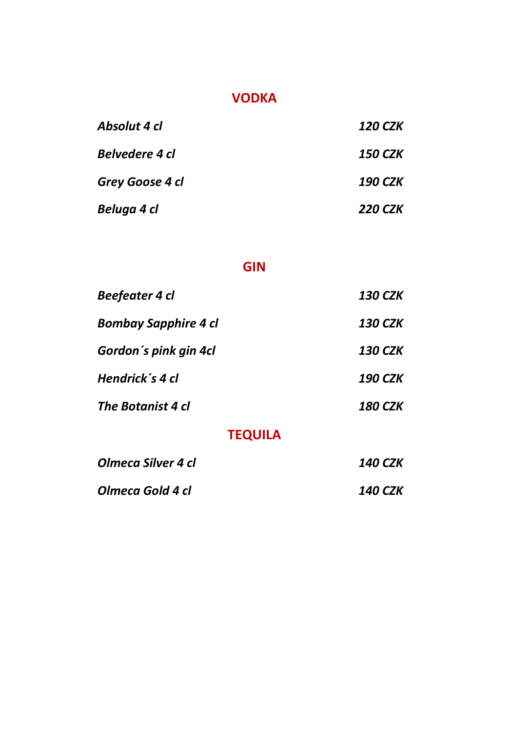## VODKA

| | |
|---|---|
| ***Absolut 4 cl*** | ***120 CZK*** |
| ***Belvedere 4 cl*** | ***150 CZK*** |
| ***Grey Goose 4 cl*** | ***190 CZK*** |
| ***Beluga 4 cl*** | ***220 CZK*** |

## GIN

| | |
|---|---|
| ***Beefeater 4 cl*** | ***130 CZK*** |
| ***Bombay Sapphire 4 cl*** | ***130 CZK*** |
| ***Gordon´s pink gin 4cl*** | ***130 CZK*** |
| ***Hendrick´s 4 cl*** | ***190 CZK*** |
| ***The Botanist 4 cl*** | ***180 CZK*** |

## TEQUILA

| | |
|---|---|
| ***Olmeca Silver 4 cl*** | ***140 CZK*** |
| ***Olmeca Gold 4 cl*** | ***140 CZK*** |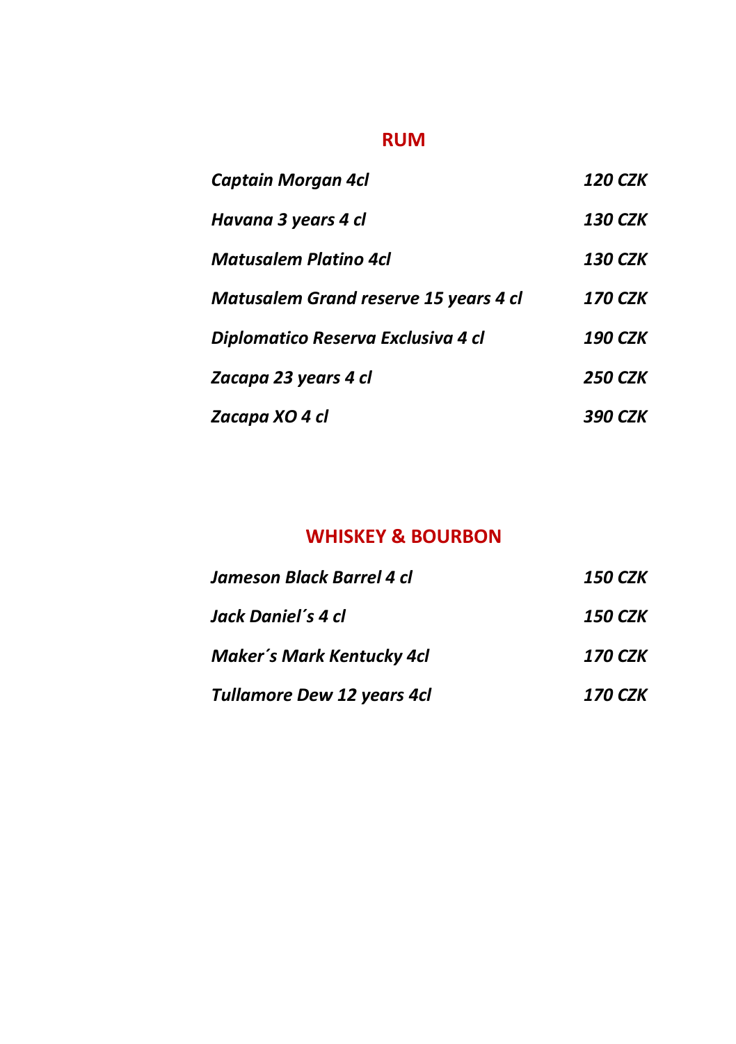## RUM

| | |
|---|---|
| *Captain Morgan 4cl* | *120 CZK* |
| *Havana 3 years 4 cl* | *130 CZK* |
| *Matusalem Platino 4cl* | *130 CZK* |
| *Matusalem Grand reserve 15 years 4 cl* | *170 CZK* |
| *Diplomatico Reserva Exclusiva 4 cl* | *190 CZK* |
| *Zacapa 23 years 4 cl* | *250 CZK* |
| *Zacapa XO 4 cl* | *390 CZK* |

## WHISKEY & BOURBON

| | |
|---|---|
| *Jameson Black Barrel 4 cl* | *150 CZK* |
| *Jack Daniel´s 4 cl* | *150 CZK* |
| *Maker´s Mark Kentucky 4cl* | *170 CZK* |
| *Tullamore Dew 12 years 4cl* | *170 CZK* |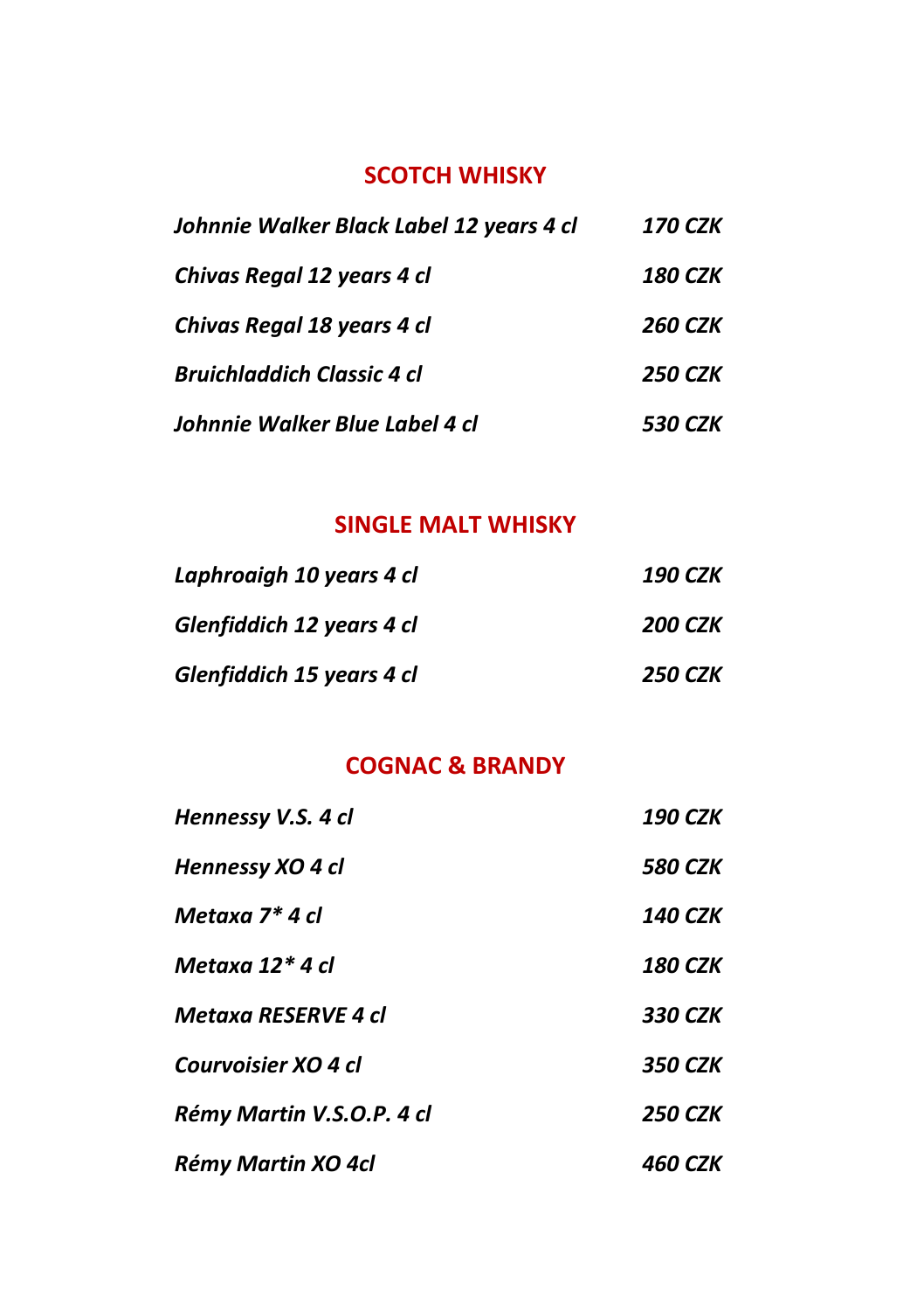## SCOTCH WHISKY

| | |
|---|---|
| *Johnnie Walker Black Label 12 years 4 cl* | *170 CZK* |
| *Chivas Regal 12 years 4 cl* | *180 CZK* |
| *Chivas Regal 18 years 4 cl* | *260 CZK* |
| *Bruichladdich Classic 4 cl* | *250 CZK* |
| *Johnnie Walker Blue Label 4 cl* | *530 CZK* |

## SINGLE MALT WHISKY

| | |
|---|---|
| *Laphroaigh 10 years 4 cl* | *190 CZK* |
| *Glenfiddich 12 years 4 cl* | *200 CZK* |
| *Glenfiddich 15 years 4 cl* | *250 CZK* |

## COGNAC & BRANDY

| | |
|---|---|
| *Hennessy V.S. 4 cl* | *190 CZK* |
| *Hennessy XO 4 cl* | *580 CZK* |
| *Metaxa 7* 4 cl* | *140 CZK* |
| *Metaxa 12* 4 cl* | *180 CZK* |
| *Metaxa RESERVE 4 cl* | *330 CZK* |
| *Courvoisier XO 4 cl* | *350 CZK* |
| *Rémy Martin V.S.O.P. 4 cl* | *250 CZK* |
| *Rémy Martin XO 4cl* | *460 CZK* |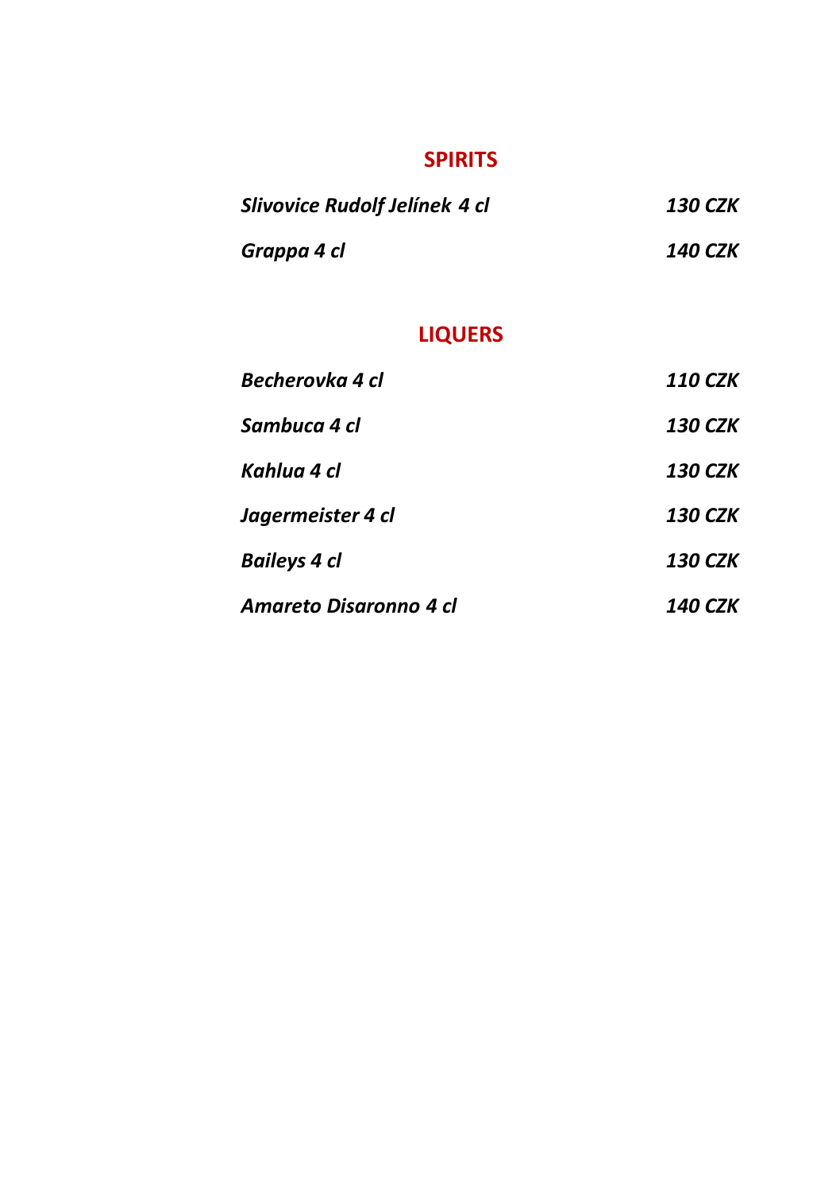## SPIRITS

| | |
|---|---|
| *Slivovice Rudolf Jelínek 4 cl* | *130 CZK* |
| *Grappa 4 cl* | *140 CZK* |

## LIQUERS

| | |
|---|---|
| *Becherovka 4 cl* | *110 CZK* |
| *Sambuca 4 cl* | *130 CZK* |
| *Kahlua 4 cl* | *130 CZK* |
| *Jagermeister 4 cl* | *130 CZK* |
| *Baileys 4 cl* | *130 CZK* |
| *Amareto Disaronno 4 cl* | *140 CZK* |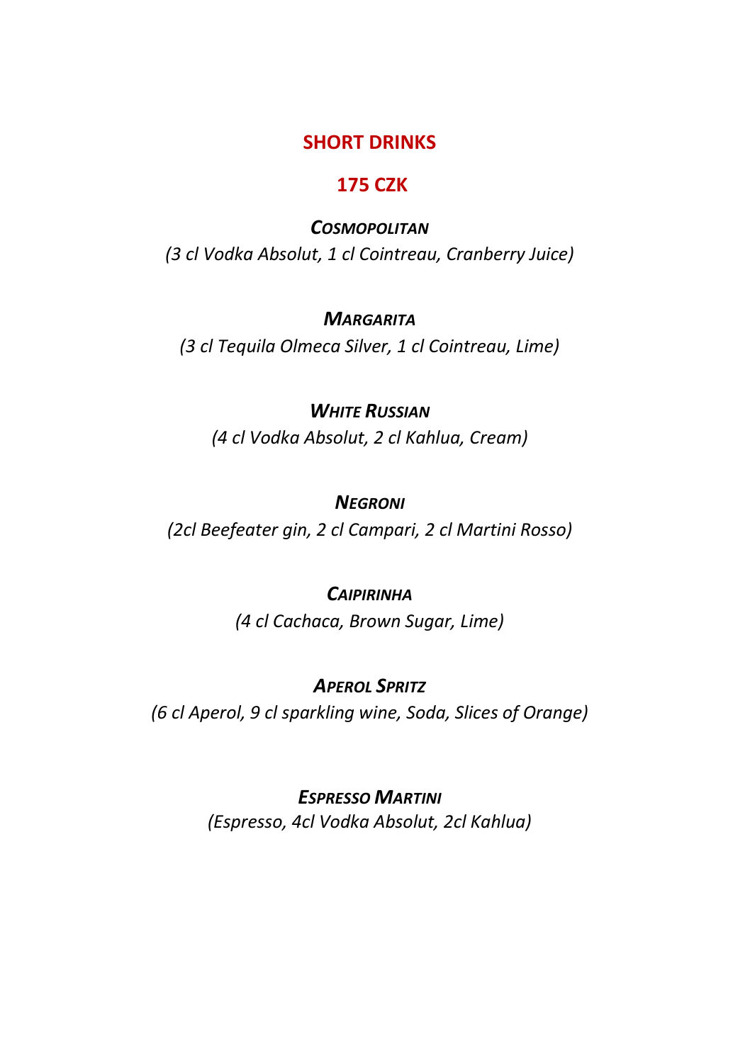## SHORT DRINKS

## 175 CZK

***Cosmopolitan***

*(3 cl Vodka Absolut, 1 cl Cointreau, Cranberry Juice)*

***Margarita***

*(3 cl Tequila Olmeca Silver, 1 cl Cointreau, Lime)*

***White Russian***

*(4 cl Vodka Absolut, 2 cl Kahlua, Cream)*

***Negroni***

*(2cl Beefeater gin, 2 cl Campari, 2 cl Martini Rosso)*

***Caipirinha***

*(4 cl Cachaca, Brown Sugar, Lime)*

***Aperol Spritz***

*(6 cl Aperol, 9 cl sparkling wine, Soda, Slices of Orange)*

***Espresso Martini***

*(Espresso, 4cl Vodka Absolut, 2cl Kahlua)*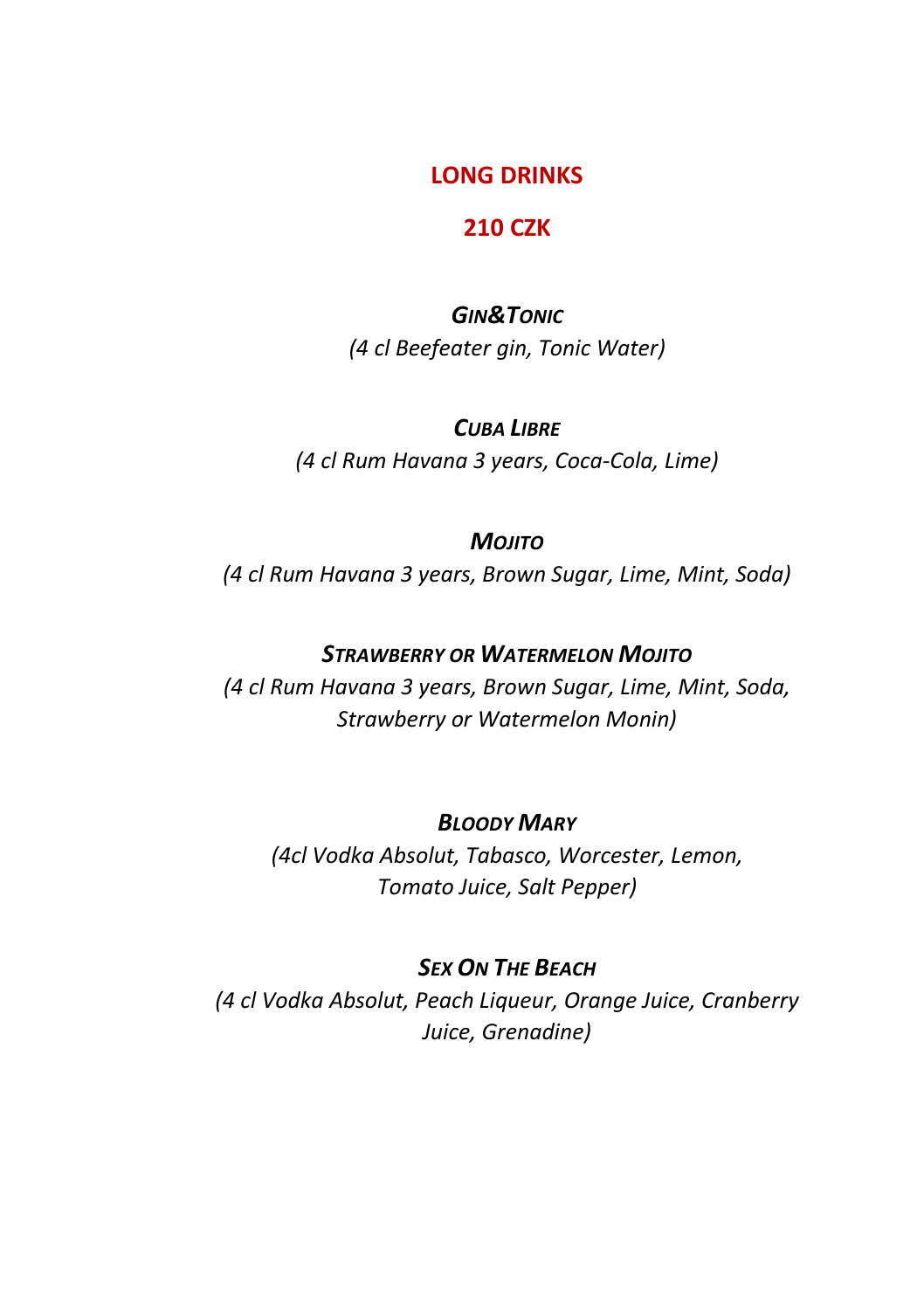## LONG DRINKS

## 210 CZK

***Gin&Tonic***

*(4 cl Beefeater gin, Tonic Water)*

***Cuba Libre***

*(4 cl Rum Havana 3 years, Coca-Cola, Lime)*

***Mojito***

*(4 cl Rum Havana 3 years, Brown Sugar, Lime, Mint, Soda)*

***Strawberry or Watermelon Mojito***

*(4 cl Rum Havana 3 years, Brown Sugar, Lime, Mint, Soda, Strawberry or Watermelon Monin)*

***Bloody Mary***

*(4cl Vodka Absolut, Tabasco, Worcester, Lemon, Tomato Juice, Salt Pepper)*

***Sex On The Beach***

*(4 cl Vodka Absolut, Peach Liqueur, Orange Juice, Cranberry Juice, Grenadine)*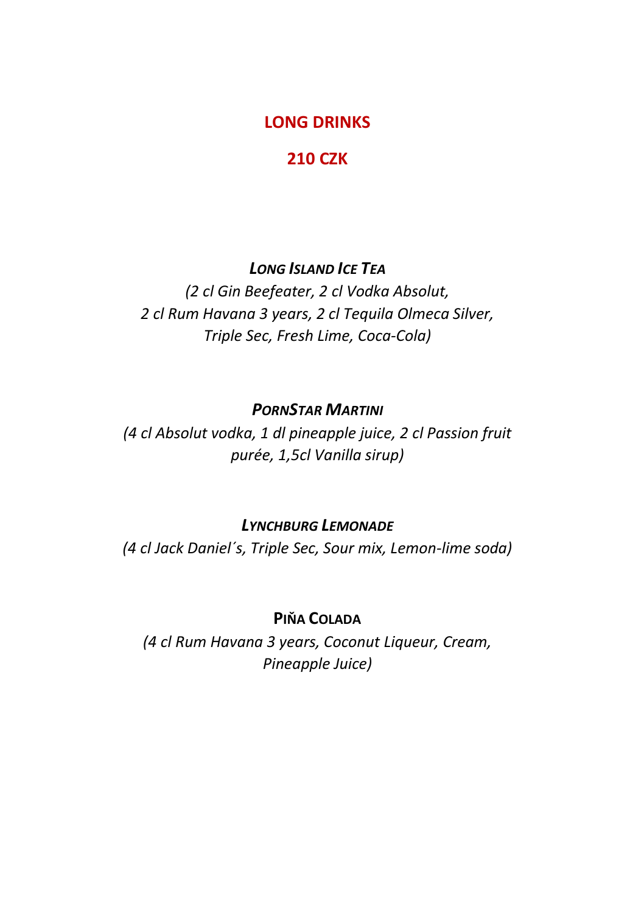## LONG DRINKS

## 210 CZK

### *Long Island Ice Tea*

*(2 cl Gin Beefeater, 2 cl Vodka Absolut,
2 cl Rum Havana 3 years, 2 cl Tequila Olmeca Silver,
Triple Sec, Fresh Lime, Coca-Cola)*

### *PornStar Martini*

*(4 cl Absolut vodka, 1 dl pineapple juice, 2 cl Passion fruit purée, 1,5cl Vanilla sirup)*

### *Lynchburg Lemonade*

*(4 cl Jack Daniel´s, Triple Sec, Sour mix, Lemon-lime soda)*

### Piňa Colada

*(4 cl Rum Havana 3 years, Coconut Liqueur, Cream,
Pineapple Juice)*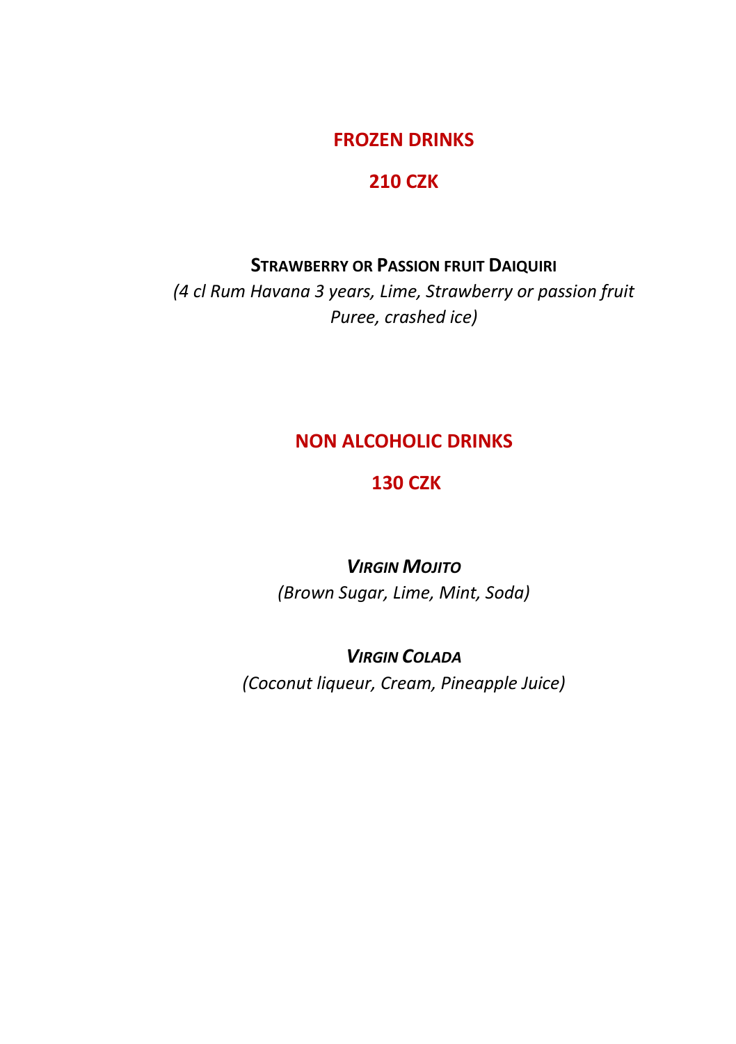## FROZEN DRINKS

## 210 CZK

**STRAWBERRY OR PASSION FRUIT DAIQUIRI**

*(4 cl Rum Havana 3 years, Lime, Strawberry or passion fruit Puree, crashed ice)*

## NON ALCOHOLIC DRINKS

## 130 CZK

***VIRGIN MOJITO***

*(Brown Sugar, Lime, Mint, Soda)*

***VIRGIN COLADA***

*(Coconut liqueur, Cream, Pineapple Juice)*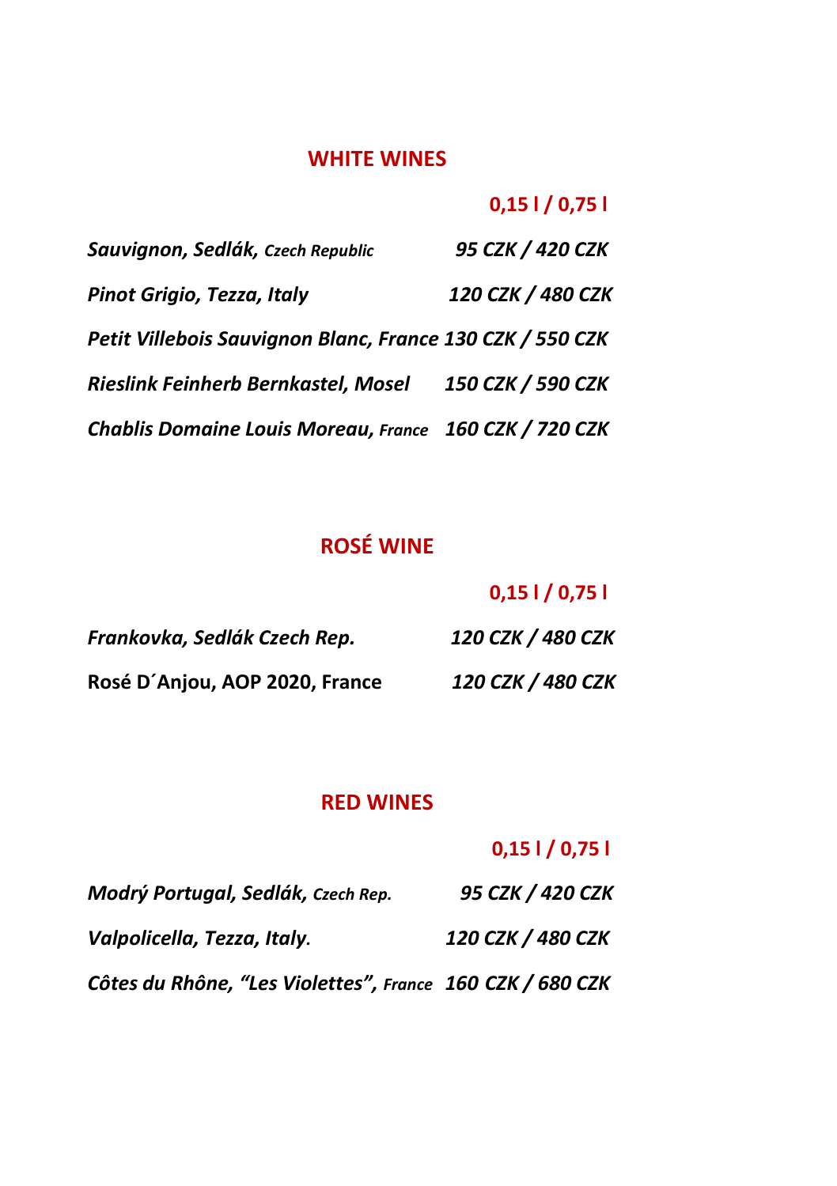## WHITE WINES

| | **0,15 l / 0,75 l** |
|---|---|
| ***Sauvignon, Sedlák, Czech Republic*** | ***95 CZK / 420 CZK*** |
| ***Pinot Grigio, Tezza, Italy*** | ***120 CZK / 480 CZK*** |
| ***Petit Villebois Sauvignon Blanc, France*** | ***130 CZK / 550 CZK*** |
| ***Rieslink Feinherb Bernkastel, Mosel*** | ***150 CZK / 590 CZK*** |
| ***Chablis Domaine Louis Moreau, France*** | ***160 CZK / 720 CZK*** |

## ROSÉ WINE

| | **0,15 l / 0,75 l** |
|---|---|
| ***Frankovka, Sedlák Czech Rep.*** | ***120 CZK / 480 CZK*** |
| **Rosé D´Anjou, AOP 2020, France** | ***120 CZK / 480 CZK*** |

## RED WINES

| | **0,15 l / 0,75 l** |
|---|---|
| ***Modrý Portugal, Sedlák, Czech Rep.*** | ***95 CZK / 420 CZK*** |
| ***Valpolicella, Tezza, Italy.*** | ***120 CZK / 480 CZK*** |
| ***Côtes du Rhône, "Les Violettes", France*** | ***160 CZK / 680 CZK*** |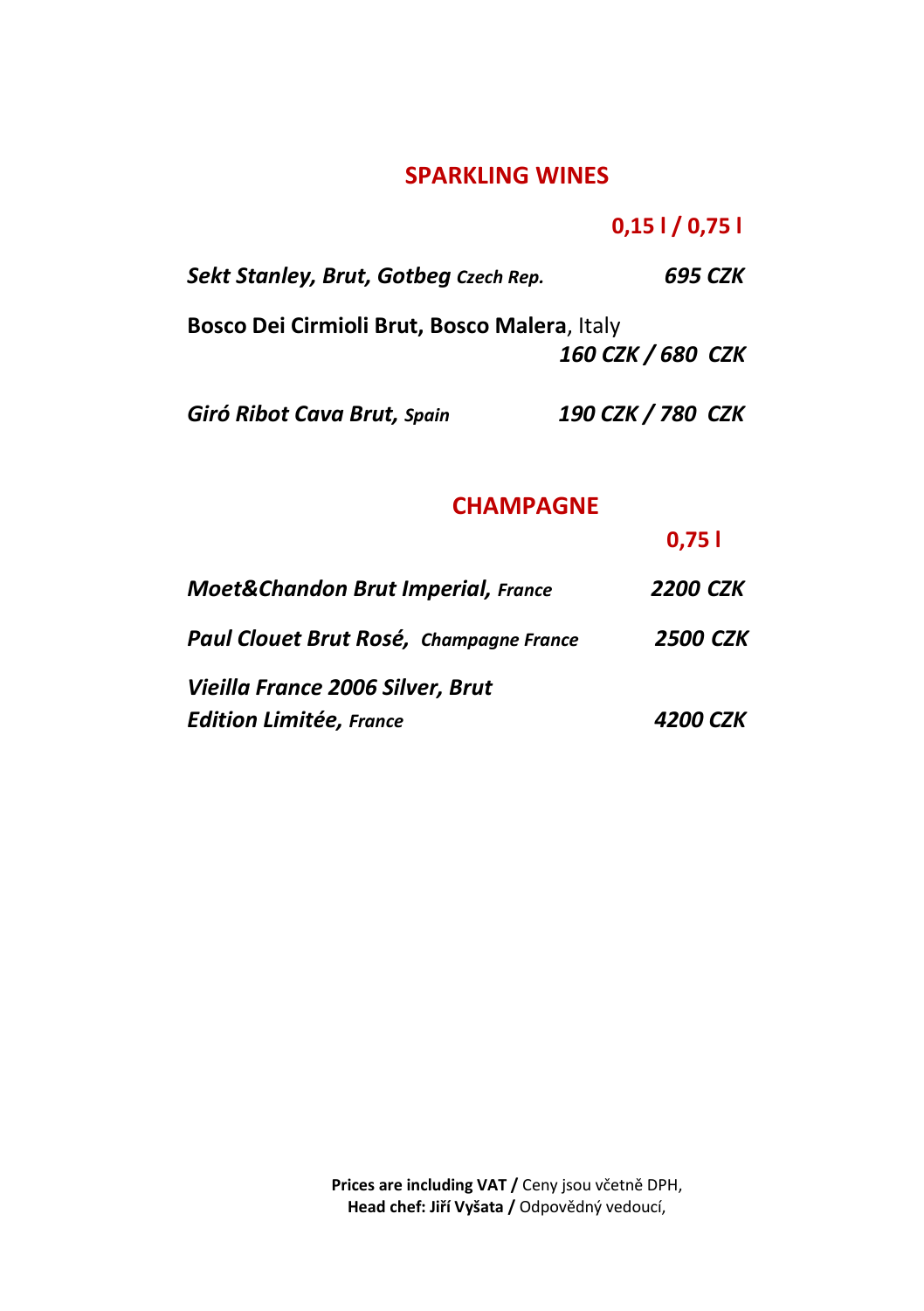## SPARKLING WINES

| | 0,15 l / 0,75 l |
|---|---|
| ***Sekt Stanley, Brut, Gotbeg** Czech Rep.* | *695 CZK* |
| **Bosco Dei Cirmioli Brut, Bosco Malera**, Italy | *160 CZK / 680 CZK* |
| ***Gió Ribot Cava Brut,** Spain* | *190 CZK / 780 CZK* |

## CHAMPAGNE

| | 0,75 l |
|---|---|
| ***Moet&Chandon Brut Imperial,** France* | *2200 CZK* |
| ***Paul Clouet Brut Rosé,** Champagne France* | *2500 CZK* |
| ***Vieilla France 2006 Silver, Brut Edition Limitée,** France* | *4200 CZK* |

**Prices are including VAT /** Ceny jsou včetně DPH,
**Head chef: Jiří Vyšata /** Odpovědný vedoucí,